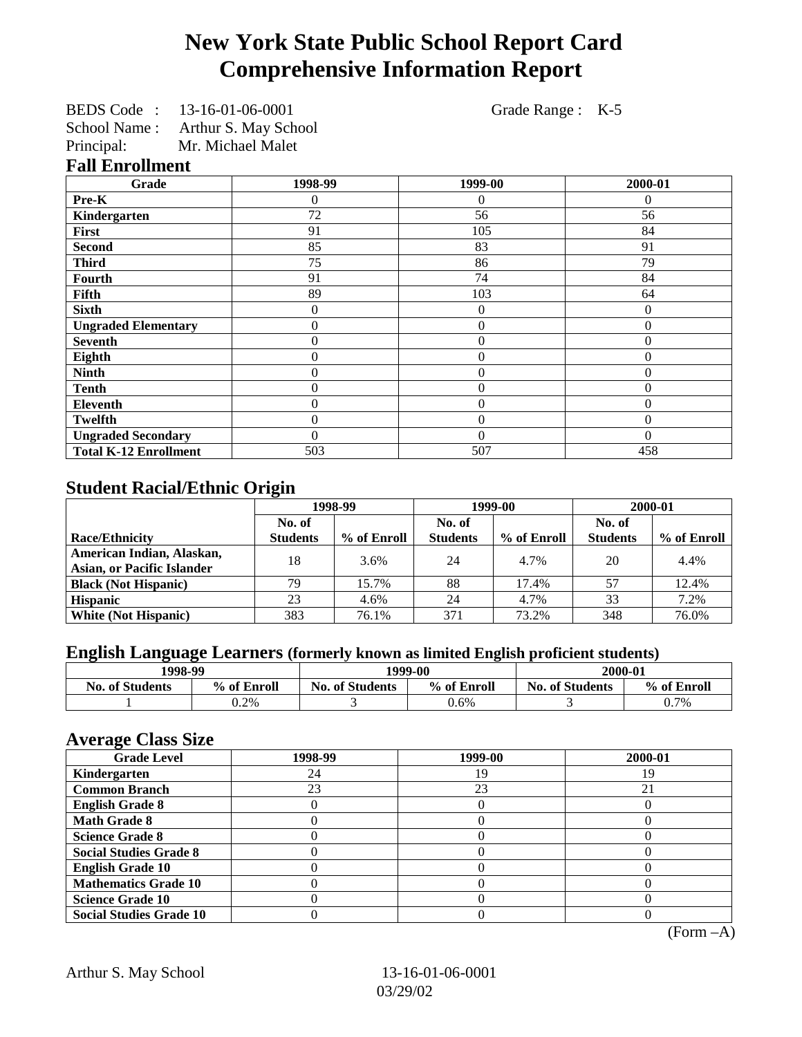# New York State Public School Report Card
# Comprehensive Information Report

BEDS Code : 13-16-01-06-0001 Grade Range : K-5
School Name : Arthur S. May School
Principal: Mr. Michael Malet

## Fall Enrollment

| Grade | 1998-99 | 1999-00 | 2000-01 |
|---|---|---|---|
| Pre-K | 0 | 0 | 0 |
| Kindergarten | 72 | 56 | 56 |
| First | 91 | 105 | 84 |
| Second | 85 | 83 | 91 |
| Third | 75 | 86 | 79 |
| Fourth | 91 | 74 | 84 |
| Fifth | 89 | 103 | 64 |
| Sixth | 0 | 0 | 0 |
| Ungraded Elementary | 0 | 0 | 0 |
| Seventh | 0 | 0 | 0 |
| Eighth | 0 | 0 | 0 |
| Ninth | 0 | 0 | 0 |
| Tenth | 0 | 0 | 0 |
| Eleventh | 0 | 0 | 0 |
| Twelfth | 0 | 0 | 0 |
| Ungraded Secondary | 0 | 0 | 0 |
| Total K-12 Enrollment | 503 | 507 | 458 |

## Student Racial/Ethnic Origin

| | 1998-99 | | 1999-00 | | 2000-01 | |
|---|---|---|---|---|---|---|
| Race/Ethnicity | No. of Students | % of Enroll | No. of Students | % of Enroll | No. of Students | % of Enroll |
| American Indian, Alaskan, Asian, or Pacific Islander | 18 | 3.6% | 24 | 4.7% | 20 | 4.4% |
| Black (Not Hispanic) | 79 | 15.7% | 88 | 17.4% | 57 | 12.4% |
| Hispanic | 23 | 4.6% | 24 | 4.7% | 33 | 7.2% |
| White (Not Hispanic) | 383 | 76.1% | 371 | 73.2% | 348 | 76.0% |

## English Language Learners (formerly known as limited English proficient students)

| 1998-99 | | 1999-00 | | 2000-01 | |
|---|---|---|---|---|---|
| No. of Students | % of Enroll | No. of Students | % of Enroll | No. of Students | % of Enroll |
| 1 | 0.2% | 3 | 0.6% | 3 | 0.7% |

## Average Class Size

| Grade Level | 1998-99 | 1999-00 | 2000-01 |
|---|---|---|---|
| Kindergarten | 24 | 19 | 19 |
| Common Branch | 23 | 23 | 21 |
| English Grade 8 | 0 | 0 | 0 |
| Math Grade 8 | 0 | 0 | 0 |
| Science Grade 8 | 0 | 0 | 0 |
| Social Studies Grade 8 | 0 | 0 | 0 |
| English Grade 10 | 0 | 0 | 0 |
| Mathematics Grade 10 | 0 | 0 | 0 |
| Science Grade 10 | 0 | 0 | 0 |
| Social Studies Grade 10 | 0 | 0 | 0 |

(Form –A)

Arthur S. May School 13-16-01-06-0001
03/29/02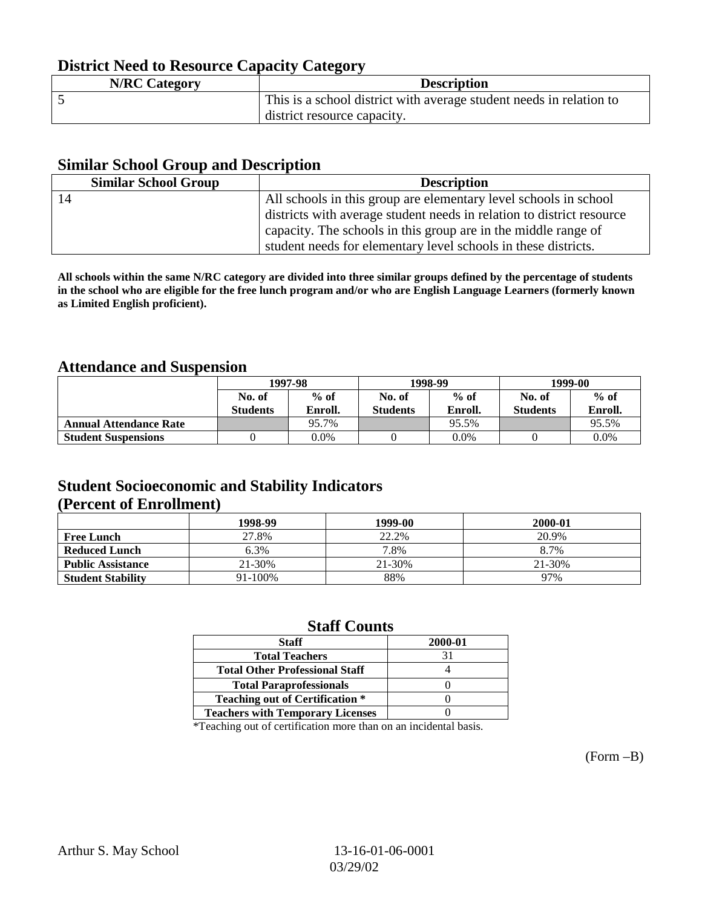## District Need to Resource Capacity Category

| N/RC Category | Description |
|---|---|
| 5 | This is a school district with average student needs in relation to district resource capacity. |

## Similar School Group and Description

| Similar School Group | Description |
|---|---|
| 14 | All schools in this group are elementary level schools in school districts with average student needs in relation to district resource capacity. The schools in this group are in the middle range of student needs for elementary level schools in these districts. |

**All schools within the same N/RC category are divided into three similar groups defined by the percentage of students in the school who are eligible for the free lunch program and/or who are English Language Learners (formerly known as Limited English proficient).**

## Attendance and Suspension

| | 1997-98 | | 1998-99 | | 1999-00 | |
|---|---|---|---|---|---|---|
| | No. of Students | % of Enroll. | No. of Students | % of Enroll. | No. of Students | % of Enroll. |
| **Annual Attendance Rate** | | 95.7% | | 95.5% | | 95.5% |
| **Student Suspensions** | 0 | 0.0% | 0 | 0.0% | 0 | 0.0% |

## Student Socioeconomic and Stability Indicators (Percent of Enrollment)

| | 1998-99 | 1999-00 | 2000-01 |
|---|---|---|---|
| **Free Lunch** | 27.8% | 22.2% | 20.9% |
| **Reduced Lunch** | 6.3% | 7.8% | 8.7% |
| **Public Assistance** | 21-30% | 21-30% | 21-30% |
| **Student Stability** | 91-100% | 88% | 97% |

## Staff Counts

| Staff | 2000-01 |
|---|---|
| Total Teachers | 31 |
| Total Other Professional Staff | 4 |
| Total Paraprofessionals | 0 |
| Teaching out of Certification * | 0 |
| Teachers with Temporary Licenses | 0 |

*Teaching out of certification more than on an incidental basis.

(Form –B)

Arthur S. May School 13-16-01-06-0001
03/29/02